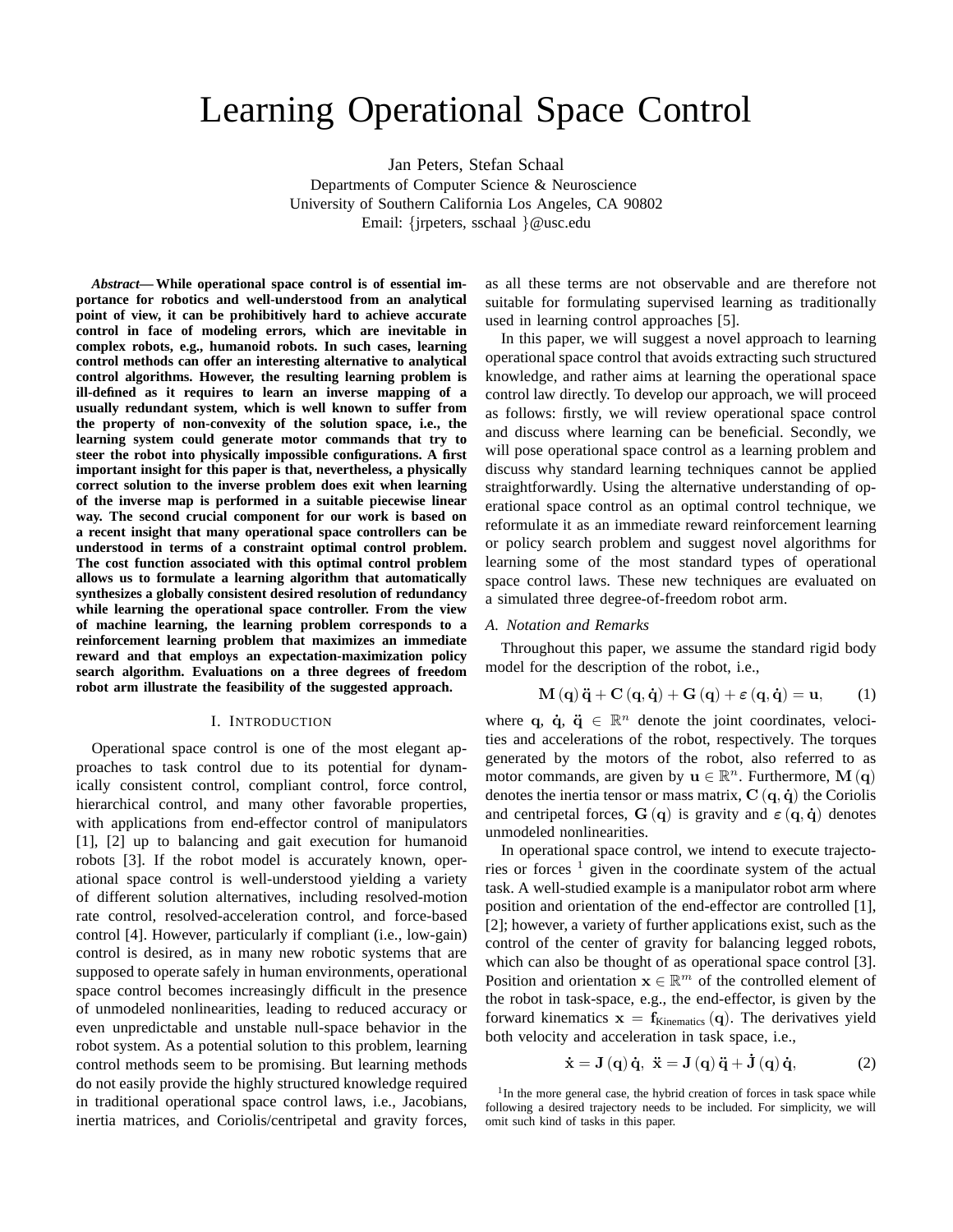# Learning Operational Space Control

Jan Peters, Stefan Schaal
Departments of Computer Science & Neuroscience
University of Southern California Los Angeles, CA 90802
Email: {jrpeters, sschaal }@usc.edu

***Abstract*— While operational space control is of essential importance for robotics and well-understood from an analytical point of view, it can be prohibitively hard to achieve accurate control in face of modeling errors, which are inevitable in complex robots, e.g., humanoid robots. In such cases, learning control methods can offer an interesting alternative to analytical control algorithms. However, the resulting learning problem is ill-defined as it requires to learn an inverse mapping of a usually redundant system, which is well known to suffer from the property of non-convexity of the solution space, i.e., the learning system could generate motor commands that try to steer the robot into physically impossible configurations. A first important insight for this paper is that, nevertheless, a physically correct solution to the inverse problem does exit when learning of the inverse map is performed in a suitable piecewise linear way. The second crucial component for our work is based on a recent insight that many operational space controllers can be understood in terms of a constraint optimal control problem. The cost function associated with this optimal control problem allows us to formulate a learning algorithm that automatically synthesizes a globally consistent desired resolution of redundancy while learning the operational space controller. From the view of machine learning, the learning problem corresponds to a reinforcement learning problem that maximizes an immediate reward and that employs an expectation-maximization policy search algorithm. Evaluations on a three degrees of freedom robot arm illustrate the feasibility of the suggested approach.**

## I. Introduction

Operational space control is one of the most elegant approaches to task control due to its potential for dynamically consistent control, compliant control, force control, hierarchical control, and many other favorable properties, with applications from end-effector control of manipulators [1], [2] up to balancing and gait execution for humanoid robots [3]. If the robot model is accurately known, operational space control is well-understood yielding a variety of different solution alternatives, including resolved-motion rate control, resolved-acceleration control, and force-based control [4]. However, particularly if compliant (i.e., low-gain) control is desired, as in many new robotic systems that are supposed to operate safely in human environments, operational space control becomes increasingly difficult in the presence of unmodeled nonlinearities, leading to reduced accuracy or even unpredictable and unstable null-space behavior in the robot system. As a potential solution to this problem, learning control methods seem to be promising. But learning methods do not easily provide the highly structured knowledge required in traditional operational space control laws, i.e., Jacobians, inertia matrices, and Coriolis/centripetal and gravity forces, as all these terms are not observable and are therefore not suitable for formulating supervised learning as traditionally used in learning control approaches [5].

In this paper, we will suggest a novel approach to learning operational space control that avoids extracting such structured knowledge, and rather aims at learning the operational space control law directly. To develop our approach, we will proceed as follows: firstly, we will review operational space control and discuss where learning can be beneficial. Secondly, we will pose operational space control as a learning problem and discuss why standard learning techniques cannot be applied straightforwardly. Using the alternative understanding of operational space control as an optimal control technique, we reformulate it as an immediate reward reinforcement learning or policy search problem and suggest novel algorithms for learning some of the most standard types of operational space control laws. These new techniques are evaluated on a simulated three degree-of-freedom robot arm.

### A. Notation and Remarks

Throughout this paper, we assume the standard rigid body model for the description of the robot, i.e.,

$$\mathbf{M}(\mathbf{q})\ddot{\mathbf{q}} + \mathbf{C}(\mathbf{q},\dot{\mathbf{q}}) + \mathbf{G}(\mathbf{q}) + \varepsilon(\mathbf{q},\dot{\mathbf{q}}) = \mathbf{u}, \tag{1}$$

where $\mathbf{q}$, $\dot{\mathbf{q}}$, $\ddot{\mathbf{q}} \in \mathbb{R}^n$ denote the joint coordinates, velocities and accelerations of the robot, respectively. The torques generated by the motors of the robot, also referred to as motor commands, are given by $\mathbf{u} \in \mathbb{R}^n$. Furthermore, $\mathbf{M}(\mathbf{q})$ denotes the inertia tensor or mass matrix, $\mathbf{C}(\mathbf{q},\dot{\mathbf{q}})$ the Coriolis and centripetal forces, $\mathbf{G}(\mathbf{q})$ is gravity and $\varepsilon(\mathbf{q},\dot{\mathbf{q}})$ denotes unmodeled nonlinearities.

In operational space control, we intend to execute trajectories or forces [1] given in the coordinate system of the actual task. A well-studied example is a manipulator robot arm where position and orientation of the end-effector are controlled [1], [2]; however, a variety of further applications exist, such as the control of the center of gravity for balancing legged robots, which can also be thought of as operational space control [3]. Position and orientation $\mathbf{x} \in \mathbb{R}^m$ of the controlled element of the robot in task-space, e.g., the end-effector, is given by the forward kinematics $\mathbf{x} = \mathbf{f}_{\text{Kinematics}}(\mathbf{q})$. The derivatives yield both velocity and acceleration in task space, i.e.,

$$\dot{\mathbf{x}} = \mathbf{J}(\mathbf{q})\dot{\mathbf{q}}, \;\; \ddot{\mathbf{x}} = \mathbf{J}(\mathbf{q})\ddot{\mathbf{q}} + \dot{\mathbf{J}}(\mathbf{q})\dot{\mathbf{q}}, \tag{2}$$

[1] In the more general case, the hybrid creation of forces in task space while following a desired trajectory needs to be included. For simplicity, we will omit such kind of tasks in this paper.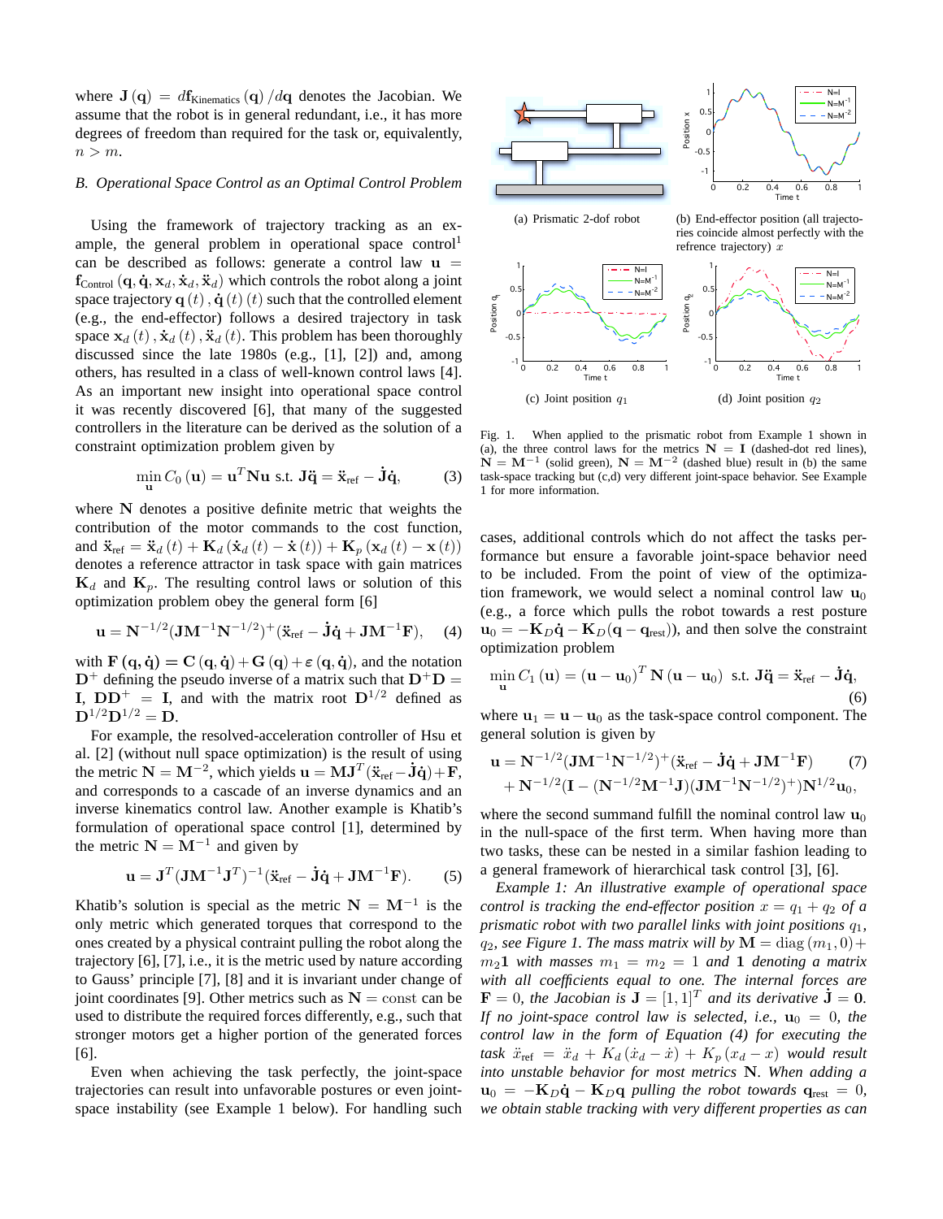where $\mathbf{J}(\mathbf{q}) = d\mathbf{f}_{\text{Kinematics}}(\mathbf{q})/d\mathbf{q}$ denotes the Jacobian. We assume that the robot is in general redundant, i.e., it has more degrees of freedom than required for the task or, equivalently, $n > m$.

### B. Operational Space Control as an Optimal Control Problem

Using the framework of trajectory tracking as an example, the general problem in operational space control[1] can be described as follows: generate a control law $\mathbf{u} = \mathbf{f}_{\text{Control}}(\mathbf{q}, \dot{\mathbf{q}}, \mathbf{x}_d, \dot{\mathbf{x}}_d, \ddot{\mathbf{x}}_d)$ which controls the robot along a joint space trajectory $\mathbf{q}(t), \dot{\mathbf{q}}(t)(t)$ such that the controlled element (e.g., the end-effector) follows a desired trajectory in task space $\mathbf{x}_d(t), \dot{\mathbf{x}}_d(t), \ddot{\mathbf{x}}_d(t)$. This problem has been thoroughly discussed since the late 1980s (e.g., [1], [2]) and, among others, has resulted in a class of well-known control laws [4]. As an important new insight into operational space control it was recently discovered [6], that many of the suggested controllers in the literature can be derived as the solution of a constraint optimization problem given by

$$\min_{\mathbf{u}} C_0(\mathbf{u}) = \mathbf{u}^T \mathbf{N} \mathbf{u} \text{ s.t. } \mathbf{J}\ddot{\mathbf{q}} = \ddot{\mathbf{x}}_{\text{ref}} - \dot{\mathbf{J}}\dot{\mathbf{q}}, \tag{3}$$

where $\mathbf{N}$ denotes a positive definite metric that weights the contribution of the motor commands to the cost function, and $\ddot{\mathbf{x}}_{\text{ref}} = \ddot{\mathbf{x}}_d(t) + \mathbf{K}_d(\dot{\mathbf{x}}_d(t) - \dot{\mathbf{x}}(t)) + \mathbf{K}_p(\mathbf{x}_d(t) - \mathbf{x}(t))$ denotes a reference attractor in task space with gain matrices $\mathbf{K}_d$ and $\mathbf{K}_p$. The resulting control laws or solution of this optimization problem obey the general form [6]

$$\mathbf{u} = \mathbf{N}^{-1/2}(\mathbf{J}\mathbf{M}^{-1}\mathbf{N}^{-1/2})^{+}(\ddot{\mathbf{x}}_{\text{ref}} - \dot{\mathbf{J}}\dot{\mathbf{q}} + \mathbf{J}\mathbf{M}^{-1}\mathbf{F}), \tag{4}$$

with $\mathbf{F}(\mathbf{q}, \dot{\mathbf{q}}) = \mathbf{C}(\mathbf{q}, \dot{\mathbf{q}}) + \mathbf{G}(\mathbf{q}) + \varepsilon(\mathbf{q}, \dot{\mathbf{q}})$, and the notation $\mathbf{D}^{+}$ defining the pseudo inverse of a matrix such that $\mathbf{D}^{+}\mathbf{D} = \mathbf{I}$, $\mathbf{D}\mathbf{D}^{+} = \mathbf{I}$, and with the matrix root $\mathbf{D}^{1/2}$ defined as $\mathbf{D}^{1/2}\mathbf{D}^{1/2} = \mathbf{D}$.

For example, the resolved-acceleration controller of Hsu et al. [2] (without null space optimization) is the result of using the metric $\mathbf{N} = \mathbf{M}^{-2}$, which yields $\mathbf{u} = \mathbf{M}\mathbf{J}^T(\ddot{\mathbf{x}}_{\text{ref}} - \dot{\mathbf{J}}\dot{\mathbf{q}}) + \mathbf{F}$, and corresponds to a cascade of an inverse dynamics and an inverse kinematics control law. Another example is Khatib's formulation of operational space control [1], determined by the metric $\mathbf{N} = \mathbf{M}^{-1}$ and given by

$$\mathbf{u} = \mathbf{J}^T(\mathbf{J}\mathbf{M}^{-1}\mathbf{J}^T)^{-1}(\ddot{\mathbf{x}}_{\text{ref}} - \dot{\mathbf{J}}\dot{\mathbf{q}} + \mathbf{J}\mathbf{M}^{-1}\mathbf{F}). \tag{5}$$

Khatib's solution is special as the metric $\mathbf{N} = \mathbf{M}^{-1}$ is the only metric which generated torques that correspond to the ones created by a physical contraint pulling the robot along the trajectory [6], [7], i.e., it is the metric used by nature according to Gauss' principle [7], [8] and it is invariant under change of joint coordinates [9]. Other metrics such as $\mathbf{N} = \text{const}$ can be used to distribute the required forces differently, e.g., such that stronger motors get a higher portion of the generated forces [6].

Even when achieving the task perfectly, the joint-space trajectories can result into unfavorable postures or even joint-space instability (see Example 1 below). For handling such cases, additional controls which do not affect the tasks performance but ensure a favorable joint-space behavior need to be included. From the point of view of the optimization framework, we would select a nominal control law $\mathbf{u}_0$ (e.g., a force which pulls the robot towards a rest posture $\mathbf{u}_0 = -\mathbf{K}_D\dot{\mathbf{q}} - \mathbf{K}_D(\mathbf{q} - \mathbf{q}_{\text{rest}})$), and then solve the constraint optimization problem

$$\min_{\mathbf{u}} C_1(\mathbf{u}) = (\mathbf{u} - \mathbf{u}_0)^T \mathbf{N}(\mathbf{u} - \mathbf{u}_0) \text{ s.t. } \mathbf{J}\ddot{\mathbf{q}} = \ddot{\mathbf{x}}_{\text{ref}} - \dot{\mathbf{J}}\dot{\mathbf{q}}, \tag{6}$$

where $\mathbf{u}_1 = \mathbf{u} - \mathbf{u}_0$ as the task-space control component. The general solution is given by

$$\begin{aligned}\mathbf{u} = {} & \mathbf{N}^{-1/2}(\mathbf{J}\mathbf{M}^{-1}\mathbf{N}^{-1/2})^{+}(\ddot{\mathbf{x}}_{\text{ref}} - \dot{\mathbf{J}}\dot{\mathbf{q}} + \mathbf{J}\mathbf{M}^{-1}\mathbf{F}) \\ & + \mathbf{N}^{-1/2}(\mathbf{I} - (\mathbf{N}^{-1/2}\mathbf{M}^{-1}\mathbf{J})(\mathbf{J}\mathbf{M}^{-1}\mathbf{N}^{-1/2})^{+})\mathbf{N}^{1/2}\mathbf{u}_0,\end{aligned} \tag{7}$$

where the second summand fulfill the nominal control law $\mathbf{u}_0$ in the null-space of the first term. When having more than two tasks, these can be nested in a similar fashion leading to a general framework of hierarchical task control [3], [6].

*Example 1: An illustrative example of operational space control is tracking the end-effector position $x = q_1 + q_2$ of a prismatic robot with two parallel links with joint positions $q_1$, $q_2$, see Figure 1. The mass matrix will by $\mathbf{M} = \text{diag}(m_1, 0) + m_2\mathbf{1}$ with masses $m_1 = m_2 = 1$ and $\mathbf{1}$ denoting a matrix with all coefficients equal to one. The internal forces are $\mathbf{F} = 0$, the Jacobian is $\mathbf{J} = [1, 1]^T$ and its derivative $\dot{\mathbf{J}} = \mathbf{0}$. If no joint-space control law is selected, i.e., $\mathbf{u}_0 = 0$, the control law in the form of Equation (4) for executing the task $\ddot{x}_{\text{ref}} = \ddot{x}_d + K_d(\dot{x}_d - \dot{x}) + K_p(x_d - x)$ would result into unstable behavior for most metrics $\mathbf{N}$. When adding a $\mathbf{u}_0 = -\mathbf{K}_D\dot{\mathbf{q}} - \mathbf{K}_D\mathbf{q}$ pulling the robot towards $\mathbf{q}_{\text{rest}} = 0$, we obtain stable tracking with very different properties as can*

(a) Prismatic 2-dof robot

(b) End-effector position (all trajectories coincide almost perfectly with the refrence trajectory) $x$

(c) Joint position $q_1$

(d) Joint position $q_2$

Fig. 1. When applied to the prismatic robot from Example 1 shown in (a), the three control laws for the metrics $\mathbf{N} = \mathbf{I}$ (dashed-dot red lines), $\mathbf{N} = \mathbf{M}^{-1}$ (solid green), $\mathbf{N} = \mathbf{M}^{-2}$ (dashed blue) result in (b) the same task-space tracking but (c,d) very different joint-space behavior. See Example 1 for more information.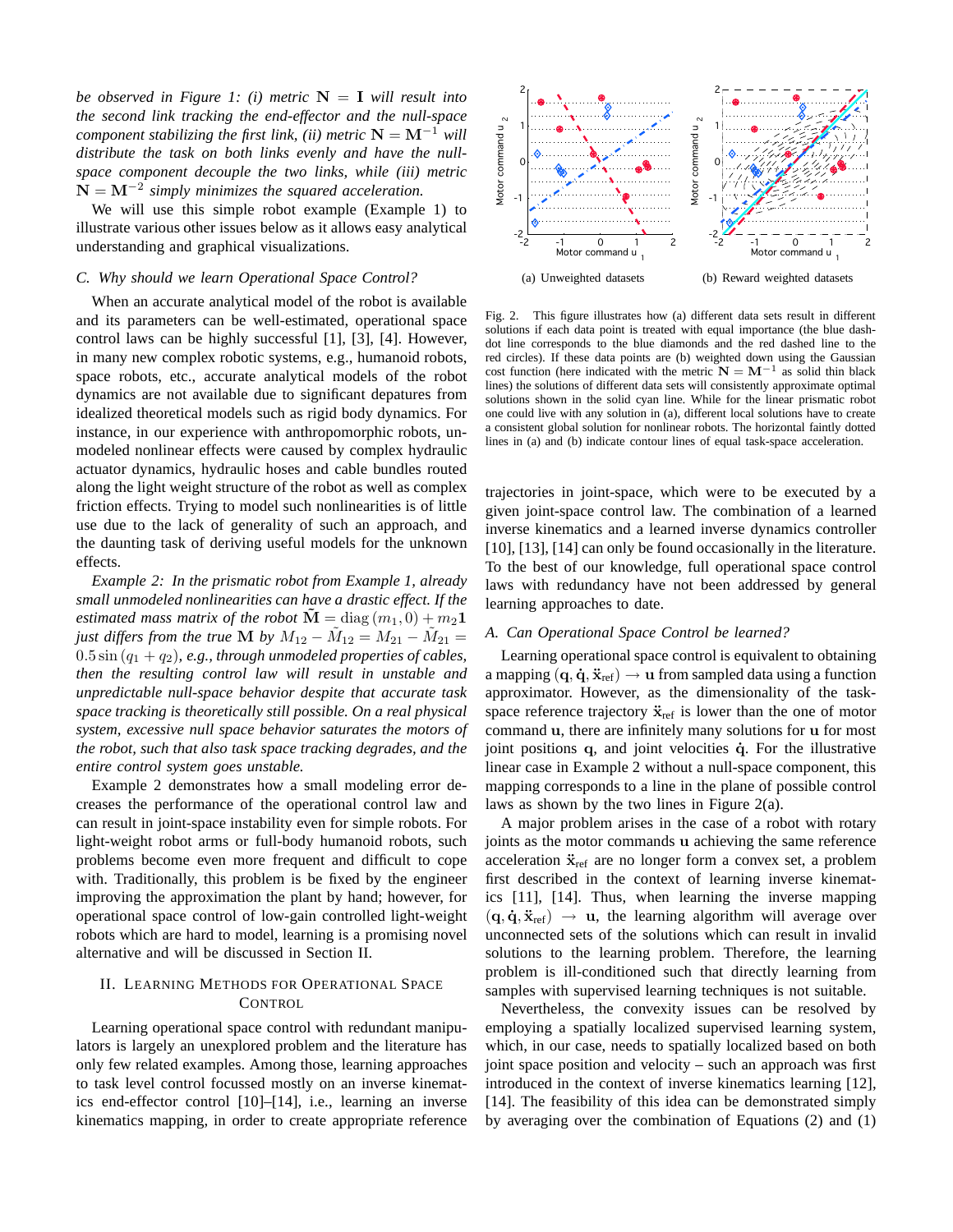*be observed in Figure 1: (i) metric $\mathbf{N} = \mathbf{I}$ will result into the second link tracking the end-effector and the null-space component stabilizing the first link, (ii) metric $\mathbf{N} = \mathbf{M}^{-1}$ will distribute the task on both links evenly and have the null-space component decouple the two links, while (iii) metric $\mathbf{N} = \mathbf{M}^{-2}$ simply minimizes the squared acceleration.*

We will use this simple robot example (Example 1) to illustrate various other issues below as it allows easy analytical understanding and graphical visualizations.

### C. Why should we learn Operational Space Control?

When an accurate analytical model of the robot is available and its parameters can be well-estimated, operational space control laws can be highly successful [1], [3], [4]. However, in many new complex robotic systems, e.g., humanoid robots, space robots, etc., accurate analytical models of the robot dynamics are not available due to significant depatures from idealized theoretical models such as rigid body dynamics. For instance, in our experience with anthropomorphic robots, unmodeled nonlinear effects were caused by complex hydraulic actuator dynamics, hydraulic hoses and cable bundles routed along the light weight structure of the robot as well as complex friction effects. Trying to model such nonlinearities is of little use due to the lack of generality of such an approach, and the daunting task of deriving useful models for the unknown effects.

*Example 2: In the prismatic robot from Example 1, already small unmodeled nonlinearities can have a drastic effect. If the estimated mass matrix of the robot $\tilde{\mathbf{M}} = \mathrm{diag}\,(m_1, 0) + m_2\mathbf{1}$ just differs from the true $\mathbf{M}$ by $M_{12} - \tilde{M}_{12} = M_{21} - \tilde{M}_{21} = 0.5 \sin(q_1 + q_2)$, e.g., through unmodeled properties of cables, then the resulting control law will result in unstable and unpredictable null-space behavior despite that accurate task space tracking is theoretically still possible. On a real physical system, excessive null space behavior saturates the motors of the robot, such that also task space tracking degrades, and the entire control system goes unstable.*

Example 2 demonstrates how a small modeling error decreases the performance of the operational control law and can result in joint-space instability even for simple robots. For light-weight robot arms or full-body humanoid robots, such problems become even more frequent and difficult to cope with. Traditionally, this problem is be fixed by the engineer improving the approximation the plant by hand; however, for operational space control of low-gain controlled light-weight robots which are hard to model, learning is a promising novel alternative and will be discussed in Section II.

## II. Learning Methods for Operational Space Control

Learning operational space control with redundant manipulators is largely an unexplored problem and the literature has only few related examples. Among those, learning approaches to task level control focussed mostly on an inverse kinematics end-effector control [10]–[14], i.e., learning an inverse kinematics mapping, in order to create appropriate reference trajectories in joint-space, which were to be executed by a given joint-space control law. The combination of a learned inverse kinematics and a learned inverse dynamics controller [10], [13], [14] can only be found occasionally in the literature. To the best of our knowledge, full operational space control laws with redundancy have not been addressed by general learning approaches to date.

(a) Unweighted datasets (b) Reward weighted datasets

Fig. 2. This figure illustrates how (a) different data sets result in different solutions if each data point is treated with equal importance (the blue dash-dot line corresponds to the blue diamonds and the red dashed line to the red circles). If these data points are (b) weighted down using the Gaussian cost function (here indicated with the metric $\mathbf{N} = \mathbf{M}^{-1}$ as solid thin black lines) the solutions of different data sets will consistently approximate optimal solutions shown in the solid cyan line. While for the linear prismatic robot one could live with any solution in (a), different local solutions have to create a consistent global solution for nonlinear robots. The horizontal faintly dotted lines in (a) and (b) indicate contour lines of equal task-space acceleration.

### A. Can Operational Space Control be learned?

Learning operational space control is equivalent to obtaining a mapping $(\mathbf{q}, \dot{\mathbf{q}}, \ddot{\mathbf{x}}_{\text{ref}}) \rightarrow \mathbf{u}$ from sampled data using a function approximator. However, as the dimensionality of the task-space reference trajectory $\ddot{\mathbf{x}}_{\text{ref}}$ is lower than the one of motor command $\mathbf{u}$, there are infinitely many solutions for $\mathbf{u}$ for most joint positions $\mathbf{q}$, and joint velocities $\dot{\mathbf{q}}$. For the illustrative linear case in Example 2 without a null-space component, this mapping corresponds to a line in the plane of possible control laws as shown by the two lines in Figure 2(a).

A major problem arises in the case of a robot with rotary joints as the motor commands $\mathbf{u}$ achieving the same reference acceleration $\ddot{\mathbf{x}}_{\text{ref}}$ are no longer form a convex set, a problem first described in the context of learning inverse kinematics [11], [14]. Thus, when learning the inverse mapping $(\mathbf{q}, \dot{\mathbf{q}}, \ddot{\mathbf{x}}_{\text{ref}}) \rightarrow \mathbf{u}$, the learning algorithm will average over unconnected sets of the solutions which can result in invalid solutions to the learning problem. Therefore, the learning problem is ill-conditioned such that directly learning from samples with supervised learning techniques is not suitable.

Nevertheless, the convexity issues can be resolved by employing a spatially localized supervised learning system, which, in our case, needs to spatially localized based on both joint space position and velocity – such an approach was first introduced in the context of inverse kinematics learning [12], [14]. The feasibility of this idea can be demonstrated simply by averaging over the combination of Equations (2) and (1)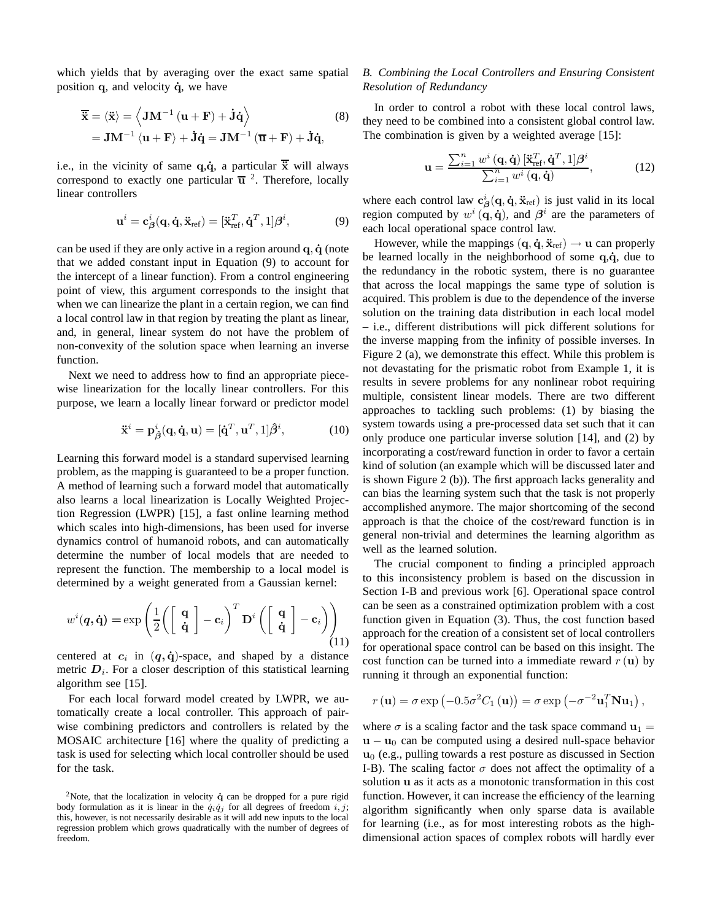which yields that by averaging over the exact same spatial position $\mathbf{q}$, and velocity $\dot{\mathbf{q}}$, we have

$$
\begin{aligned}
\overline{\ddot{\mathbf{x}}} = \langle \ddot{\mathbf{x}} \rangle &= \left\langle \mathbf{J}\mathbf{M}^{-1}\left(\mathbf{u}+\mathbf{F}\right) + \dot{\mathbf{J}}\dot{\mathbf{q}} \right\rangle \\
&= \mathbf{J}\mathbf{M}^{-1}\left\langle \mathbf{u}+\mathbf{F}\right\rangle + \dot{\mathbf{J}}\dot{\mathbf{q}} = \mathbf{J}\mathbf{M}^{-1}\left(\overline{\mathbf{u}}+\mathbf{F}\right) + \dot{\mathbf{J}}\dot{\mathbf{q}},
\end{aligned} \tag{8}
$$

i.e., in the vicinity of same $\mathbf{q}$,$\dot{\mathbf{q}}$, a particular $\overline{\ddot{\mathbf{x}}}$ will always correspond to exactly one particular $\overline{\mathbf{u}}$ [2]. Therefore, locally linear controllers

$$
\mathbf{u}^i = \mathbf{c}^i_{\boldsymbol{\beta}}(\mathbf{q}, \dot{\mathbf{q}}, \ddot{\mathbf{x}}_{\text{ref}}) = [\ddot{\mathbf{x}}^T_{\text{ref}}, \dot{\mathbf{q}}^T, 1]\boldsymbol{\beta}^i, \tag{9}
$$

can be used if they are only active in a region around $\mathbf{q}, \dot{\mathbf{q}}$ (note that we added constant input in Equation (9) to account for the intercept of a linear function). From a control engineering point of view, this argument corresponds to the insight that when we can linearize the plant in a certain region, we can find a local control law in that region by treating the plant as linear, and, in general, linear system do not have the problem of non-convexity of the solution space when learning an inverse function.

Next we need to address how to find an appropriate piece-wise linearization for the locally linear controllers. For this purpose, we learn a locally linear forward or predictor model

$$
\ddot{\mathbf{x}}^i = \mathbf{p}^i_{\hat{\boldsymbol{\beta}}}(\mathbf{q}, \dot{\mathbf{q}}, \mathbf{u}) = [\dot{\mathbf{q}}^T, \mathbf{u}^T, 1]\hat{\boldsymbol{\beta}}^i, \tag{10}
$$

Learning this forward model is a standard supervised learning problem, as the mapping is guaranteed to be a proper function. A method of learning such a forward model that automatically also learns a local linearization is Locally Weighted Projection Regression (LWPR) [15], a fast online learning method which scales into high-dimensions, has been used for inverse dynamics control of humanoid robots, and can automatically determine the number of local models that are needed to represent the function. The membership to a local model is determined by a weight generated from a Gaussian kernel:

$$
w^i(\boldsymbol{q}, \dot{\mathbf{q}}) = \exp\left(\frac{1}{2}\left(\left[\begin{array}{c}\mathbf{q}\\ \dot{\mathbf{q}}\end{array}\right] - \mathbf{c}_i\right)^T \mathbf{D}^i\left(\left[\begin{array}{c}\mathbf{q}\\ \dot{\mathbf{q}}\end{array}\right] - \mathbf{c}_i\right)\right) \tag{11}
$$

centered at $\boldsymbol{c}_i$ in $(\boldsymbol{q}, \dot{\mathbf{q}})$-space, and shaped by a distance metric $\boldsymbol{D}_i$. For a closer description of this statistical learning algorithm see [15].

For each local forward model created by LWPR, we automatically create a local controller. This approach of pair-wise combining predictors and controllers is related by the MOSAIC architecture [16] where the quality of predicting a task is used for selecting which local controller should be used for the task.

[2] Note, that the localization in velocity $\dot{\mathbf{q}}$ can be dropped for a pure rigid body formulation as it is linear in the $\dot{q}_i\dot{q}_j$ for all degrees of freedom $i, j$; this, however, is not necessarily desirable as it will add new inputs to the local regression problem which grows quadratically with the number of degrees of freedom.

### *B. Combining the Local Controllers and Ensuring Consistent Resolution of Redundancy*

In order to control a robot with these local control laws, they need to be combined into a consistent global control law. The combination is given by a weighted average [15]:

$$
\mathbf{u} = \frac{\sum_{i=1}^n w^i\left(\mathbf{q}, \dot{\mathbf{q}}\right)[\ddot{\mathbf{x}}^T_{\text{ref}}, \dot{\mathbf{q}}^T, 1]\boldsymbol{\beta}^i}{\sum_{i=1}^n w^i\left(\mathbf{q}, \dot{\mathbf{q}}\right)}, \tag{12}
$$

where each control law $\mathbf{c}^i_{\boldsymbol{\beta}}(\mathbf{q}, \dot{\mathbf{q}}, \ddot{\mathbf{x}}_{\text{ref}})$ is just valid in its local region computed by $w^i\left(\mathbf{q}, \dot{\mathbf{q}}\right)$, and $\boldsymbol{\beta}^i$ are the parameters of each local operational space control law.

However, while the mappings $(\mathbf{q}, \dot{\mathbf{q}}, \ddot{\mathbf{x}}_{\text{ref}}) \rightarrow \mathbf{u}$ can properly be learned locally in the neighborhood of some $\mathbf{q}$,$\dot{\mathbf{q}}$, due to the redundancy in the robotic system, there is no guarantee that across the local mappings the same type of solution is acquired. This problem is due to the dependence of the inverse solution on the training data distribution in each local model – i.e., different distributions will pick different solutions for the inverse mapping from the infinity of possible inverses. In Figure 2 (a), we demonstrate this effect. While this problem is not devastating for the prismatic robot from Example 1, it is results in severe problems for any nonlinear robot requiring multiple, consistent linear models. There are two different approaches to tackling such problems: (1) by biasing the system towards using a pre-processed data set such that it can only produce one particular inverse solution [14], and (2) by incorporating a cost/reward function in order to favor a certain kind of solution (an example which will be discussed later and is shown Figure 2 (b)). The first approach lacks generality and can bias the learning system such that the task is not properly accomplished anymore. The major shortcoming of the second approach is that the choice of the cost/reward function is in general non-trivial and determines the learning algorithm as well as the learned solution.

The crucial component to finding a principled approach to this inconsistency problem is based on the discussion in Section I-B and previous work [6]. Operational space control can be seen as a constrained optimization problem with a cost function given in Equation (3). Thus, the cost function based approach for the creation of a consistent set of local controllers for operational space control can be based on this insight. The cost function can be turned into a immediate reward $r\left(\mathbf{u}\right)$ by running it through an exponential function:

$$
r\left(\mathbf{u}\right) = \sigma \exp\left(-0.5\sigma^2 C_1\left(\mathbf{u}\right)\right) = \sigma \exp\left(-\sigma^{-2}\mathbf{u}_1^T \mathbf{N} \mathbf{u}_1\right),
$$

where $\sigma$ is a scaling factor and the task space command $\mathbf{u}_1 = \mathbf{u} - \mathbf{u}_0$ can be computed using a desired null-space behavior $\mathbf{u}_0$ (e.g., pulling towards a rest posture as discussed in Section I-B). The scaling factor $\sigma$ does not affect the optimality of a solution $\mathbf{u}$ as it acts as a monotonic transformation in this cost function. However, it can increase the efficiency of the learning algorithm significantly when only sparse data is available for learning (i.e., as for most interesting robots as the high-dimensional action spaces of complex robots will hardly ever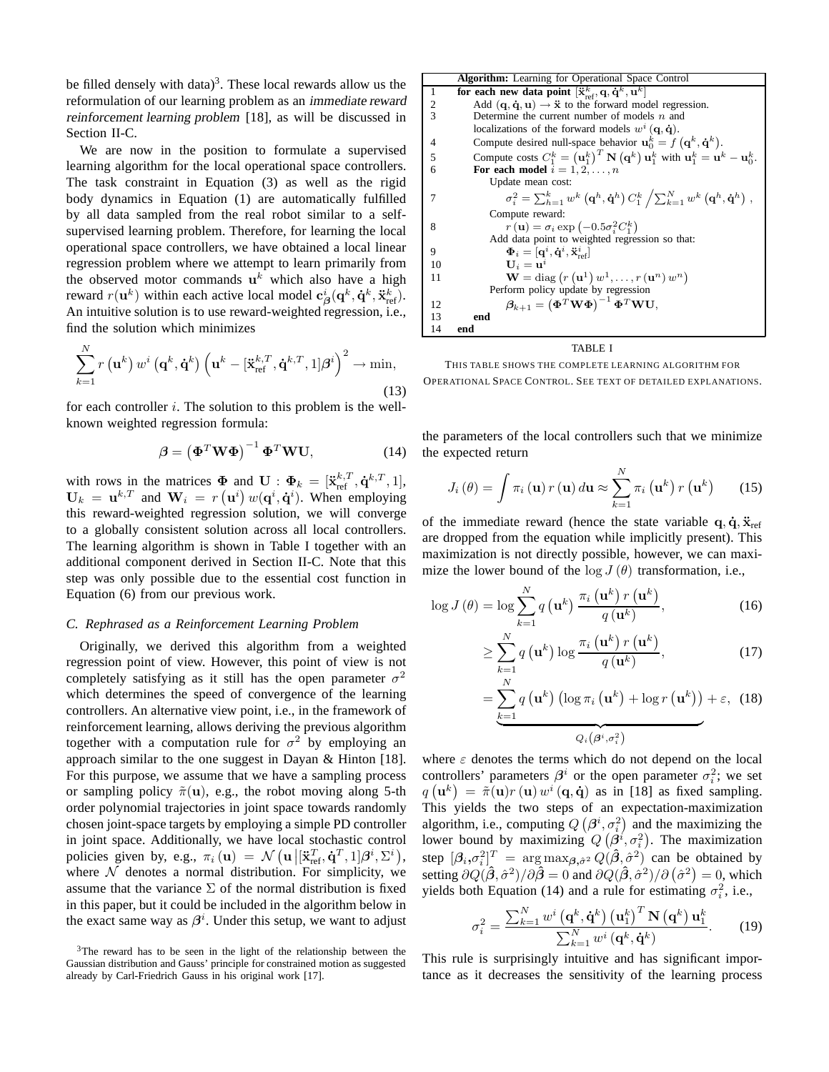be filled densely with data)[3]. These local rewards allow us the reformulation of our learning problem as an *immediate reward reinforcement learning problem* [18], as will be discussed in Section II-C.

We are now in the position to formulate a supervised learning algorithm for the local operational space controllers. The task constraint in Equation (3) as well as the rigid body dynamics in Equation (1) are automatically fulfilled by all data sampled from the real robot similar to a self-supervised learning problem. Therefore, for learning the local operational space controllers, we have obtained a local linear regression problem where we attempt to learn primarily from the observed motor commands $\mathbf{u}^k$ which also have a high reward $r(\mathbf{u}^k)$ within each active local model $\mathbf{c}^i_{\boldsymbol{\beta}}(\mathbf{q}^k, \dot{\mathbf{q}}^k, \ddot{\mathbf{x}}^k_{\text{ref}})$. An intuitive solution is to use reward-weighted regression, i.e., find the solution which minimizes

$$\sum_{k=1}^{N} r\left(\mathbf{u}^k\right) w^i\left(\mathbf{q}^k, \dot{\mathbf{q}}^k\right)\left(\mathbf{u}^k - [\ddot{\mathbf{x}}^{k,T}_{\text{ref}}, \dot{\mathbf{q}}^{k,T}, 1]\boldsymbol{\beta}^i\right)^2 \to \min, \tag{13}$$

for each controller $i$. The solution to this problem is the well-known weighted regression formula:

$$\boldsymbol{\beta} = \left(\boldsymbol{\Phi}^T \mathbf{W} \boldsymbol{\Phi}\right)^{-1} \boldsymbol{\Phi}^T \mathbf{W} \mathbf{U}, \tag{14}$$

with rows in the matrices $\boldsymbol{\Phi}$ and $\mathbf{U}$ : $\boldsymbol{\Phi}_k = [\ddot{\mathbf{x}}^{k,T}_{\text{ref}}, \dot{\mathbf{q}}^{k,T}, 1]$, $\mathbf{U}_k = \mathbf{u}^{k,T}$ and $\mathbf{W}_i = r\left(\mathbf{u}^i\right) w(\mathbf{q}^i, \dot{\mathbf{q}}^i)$. When employing this reward-weighted regression solution, we will converge to a globally consistent solution across all local controllers. The learning algorithm is shown in Table I together with an additional component derived in Section II-C. Note that this step was only possible due to the essential cost function in Equation (6) from our previous work.

### C. Rephrased as a Reinforcement Learning Problem

Originally, we derived this algorithm from a weighted regression point of view. However, this point of view is not completely satisfying as it still has the open parameter $\sigma^2$ which determines the speed of convergence of the learning controllers. An alternative view point, i.e., in the framework of reinforcement learning, allows deriving the previous algorithm together with a computation rule for $\sigma^2$ by employing an approach similar to the one suggest in Dayan & Hinton [18]. For this purpose, we assume that we have a sampling process or sampling policy $\tilde{\pi}(\mathbf{u})$, e.g., the robot moving along 5-th order polynomial trajectories in joint space towards randomly chosen joint-space targets by employing a simple PD controller in joint space. Additionally, we have local stochastic control policies given by, e.g., $\pi_i(\mathbf{u}) = \mathcal{N}\left(\mathbf{u}\left|[\ddot{\mathbf{x}}^T_{\text{ref}}, \dot{\mathbf{q}}^T, 1]\boldsymbol{\beta}^i, \Sigma^i\right.\right)$, where $\mathcal{N}$ denotes a normal distribution. For simplicity, we assume that the variance $\Sigma$ of the normal distribution is fixed in this paper, but it could be included in the algorithm below in the exact same way as $\boldsymbol{\beta}^i$. Under this setup, we want to adjust the parameters of the local controllers such that we minimize the expected return

$$J_i(\theta) = \int \pi_i(\mathbf{u})\, r(\mathbf{u})\, d\mathbf{u} \approx \sum_{k=1}^{N} \pi_i\left(\mathbf{u}^k\right) r\left(\mathbf{u}^k\right) \tag{15}$$

of the immediate reward (hence the state variable $\mathbf{q}, \dot{\mathbf{q}}, \ddot{\mathbf{x}}_{\text{ref}}$ are dropped from the equation while implicitly present). This maximization is not directly possible, however, we can maximize the lower bound of the $\log J(\theta)$ transformation, i.e.,

$$\log J(\theta) = \log \sum_{k=1}^{N} q\left(\mathbf{u}^k\right) \frac{\pi_i\left(\mathbf{u}^k\right) r\left(\mathbf{u}^k\right)}{q\left(\mathbf{u}^k\right)}, \tag{16}$$

$$\geq \sum_{k=1}^{N} q\left(\mathbf{u}^k\right) \log \frac{\pi_i\left(\mathbf{u}^k\right) r\left(\mathbf{u}^k\right)}{q\left(\mathbf{u}^k\right)}, \tag{17}$$

$$= \underbrace{\sum_{k=1}^{N} q\left(\mathbf{u}^k\right)\left(\log \pi_i\left(\mathbf{u}^k\right) + \log r\left(\mathbf{u}^k\right)\right)}_{Q_i\left(\boldsymbol{\beta}^i, \sigma_i^2\right)} + \varepsilon, \tag{18}$$

where $\varepsilon$ denotes the terms which do not depend on the local controllers' parameters $\boldsymbol{\beta}^i$ or the open parameter $\sigma_i^2$; we set $q\left(\mathbf{u}^k\right) = \tilde{\pi}(\mathbf{u}) r(\mathbf{u}) w^i(\mathbf{q}, \dot{\mathbf{q}})$ as in [18] as fixed sampling. This yields the two steps of an expectation-maximization algorithm, i.e., computing $Q\left(\boldsymbol{\beta}^i, \sigma_i^2\right)$ and the maximizing the lower bound by maximizing $Q\left(\boldsymbol{\beta}^i, \sigma_i^2\right)$. The maximization step $[\boldsymbol{\beta}_i, \sigma_i^2]^T = \arg\max_{\boldsymbol{\beta}, \hat{\sigma}^2} Q(\hat{\boldsymbol{\beta}}, \hat{\sigma}^2)$ can be obtained by setting $\partial Q(\hat{\boldsymbol{\beta}}, \hat{\sigma}^2)/\partial \hat{\boldsymbol{\beta}} = 0$ and $\partial Q(\hat{\boldsymbol{\beta}}, \hat{\sigma}^2)/\partial\left(\hat{\sigma}^2\right) = 0$, which yields both Equation (14) and a rule for estimating $\sigma_i^2$, i.e.,

$$\sigma_i^2 = \frac{\sum_{k=1}^{N} w^i\left(\mathbf{q}^k, \dot{\mathbf{q}}^k\right)\left(\mathbf{u}_1^k\right)^T \mathbf{N}\left(\mathbf{q}^k\right) \mathbf{u}_1^k}{\sum_{k=1}^{N} w^i\left(\mathbf{q}^k, \dot{\mathbf{q}}^k\right)}. \tag{19}$$

This rule is surprisingly intuitive and has significant importance as it decreases the sensitivity of the learning process

| | **Algorithm:** Learning for Operational Space Control |
|---|---|
| 1 | **for each new data point** $[\ddot{\mathbf{x}}^k_{\text{ref}}, \mathbf{q}, \dot{\mathbf{q}}^k, \mathbf{u}^k]$ |
| 2 | Add $(\mathbf{q}, \dot{\mathbf{q}}, \mathbf{u}) \to \ddot{\mathbf{x}}$ to the forward model regression. |
| 3 | Determine the current number of models $n$ and localizations of the forward models $w^i(\mathbf{q}, \dot{\mathbf{q}})$. |
| 4 | Compute desired null-space behavior $\mathbf{u}_0^k = f\left(\mathbf{q}^k, \dot{\mathbf{q}}^k\right)$. |
| 5 | Compute costs $C_1^k = \left(\mathbf{u}_1^k\right)^T \mathbf{N}\left(\mathbf{q}^k\right) \mathbf{u}_1^k$ with $\mathbf{u}_1^k = \mathbf{u}^k - \mathbf{u}_0^k$. |
| 6 | **For each model** $i = 1, 2, \ldots, n$ |
| | Update mean cost: |
| 7 | $\sigma_i^2 = \sum_{h=1}^{k} w^k\left(\mathbf{q}^h, \dot{\mathbf{q}}^h\right) C_1^k \Big/ \sum_{k=1}^{N} w^k\left(\mathbf{q}^h, \dot{\mathbf{q}}^h\right)$, |
| | Compute reward: |
| 8 | $r(\mathbf{u}) = \sigma_i \exp\left(-0.5\sigma_i^2 C_1^k\right)$ |
| | Add data point to weighted regression so that: |
| 9 | $\boldsymbol{\Phi}_i = [\mathbf{q}^i, \dot{\mathbf{q}}^i, \ddot{\mathbf{x}}^i_{\text{ref}}]$ |
| 10 | $\mathbf{U}_i = \mathbf{u}^i$ |
| 11 | $\mathbf{W} = \operatorname{diag}\left(r\left(\mathbf{u}^1\right) w^1, \ldots, r\left(\mathbf{u}^n\right) w^n\right)$ |
| | Perform policy update by regression |
| 12 | $\boldsymbol{\beta}_{k+1} = \left(\boldsymbol{\Phi}^T \mathbf{W} \boldsymbol{\Phi}\right)^{-1} \boldsymbol{\Phi}^T \mathbf{W} \mathbf{U}$, |
| 13 | **end** |
| 14 | **end** |

TABLE I

THIS TABLE SHOWS THE COMPLETE LEARNING ALGORITHM FOR OPERATIONAL SPACE CONTROL. SEE TEXT OF DETAILED EXPLANATIONS.

[3] The reward has to be seen in the light of the relationship between the Gaussian distribution and Gauss' principle for constrained motion as suggested already by Carl-Friedrich Gauss in his original work [17].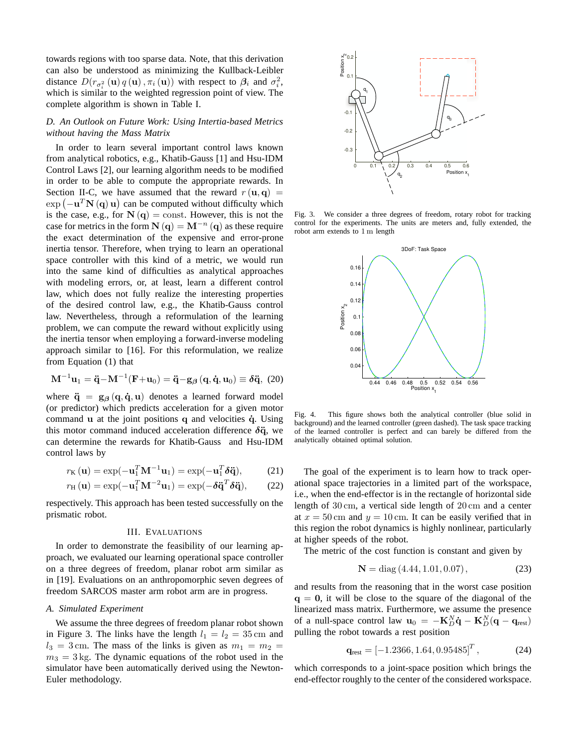towards regions with too sparse data. Note, that this derivation can also be understood as minimizing the Kullback-Leibler distance $D(r_{\sigma_i^2}(\mathbf{u})\, q(\mathbf{u}), \pi_i(\mathbf{u}))$ with respect to $\boldsymbol{\beta}_i$ and $\sigma_i^2$, which is similar to the weighted regression point of view. The complete algorithm is shown in Table I.

### *D. An Outlook on Future Work: Using Intertia-based Metrics without having the Mass Matrix*

In order to learn several important control laws known from analytical robotics, e.g., Khatib-Gauss [1] and Hsu-IDM Control Laws [2], our learning algorithm needs to be modified in order to be able to compute the appropriate rewards. In Section II-C, we have assumed that the reward $r(\mathbf{u}, \mathbf{q}) = \exp\left(-\mathbf{u}^T \mathbf{N}(\mathbf{q})\, \mathbf{u}\right)$ can be computed without difficulty which is the case, e.g., for $\mathbf{N}(\mathbf{q}) = \text{const}$. However, this is not the case for metrics in the form $\mathbf{N}(\mathbf{q}) = \mathbf{M}^{-n}(\mathbf{q})$ as these require the exact determination of the expensive and error-prone inertia tensor. Therefore, when trying to learn an operational space controller with this kind of a metric, we would run into the same kind of difficulties as analytical approaches with modeling errors, or, at least, learn a different control law, which does not fully realize the interesting properties of the desired control law, e.g., the Khatib-Gauss control law. Nevertheless, through a reformulation of the learning problem, we can compute the reward without explicitly using the inertia tensor when employing a forward-inverse modeling approach similar to [16]. For this reformulation, we realize from Equation (1) that

$$\mathbf{M}^{-1}\mathbf{u}_1 = \ddot{\mathbf{q}} - \mathbf{M}^{-1}(\mathbf{F} + \mathbf{u}_0) = \ddot{\mathbf{q}} - \mathbf{g}_{\boldsymbol{\beta}}(\mathbf{q}, \dot{\mathbf{q}}, \mathbf{u}_0) \equiv \boldsymbol{\delta}\ddot{\mathbf{q}}, \quad (20)$$

where $\ddot{\mathbf{q}} = \mathbf{g}_{\boldsymbol{\beta}}(\mathbf{q}, \dot{\mathbf{q}}, \mathbf{u})$ denotes a learned forward model (or predictor) which predicts acceleration for a given motor command $\mathbf{u}$ at the joint positions $\mathbf{q}$ and velocities $\dot{\mathbf{q}}$. Using this motor command induced acceleration difference $\boldsymbol{\delta}\ddot{\mathbf{q}}$, we can determine the rewards for Khatib-Gauss and Hsu-IDM control laws by

$$r_{\text{K}}(\mathbf{u}) = \exp(-\mathbf{u}_1^T \mathbf{M}^{-1} \mathbf{u}_1) = \exp(-\mathbf{u}_1^T \boldsymbol{\delta}\ddot{\mathbf{q}}), \quad (21)$$

$$r_{\text{H}}(\mathbf{u}) = \exp(-\mathbf{u}_1^T \mathbf{M}^{-2} \mathbf{u}_1) = \exp(-\boldsymbol{\delta}\ddot{\mathbf{q}}^T \boldsymbol{\delta}\ddot{\mathbf{q}}), \quad (22)$$

respectively. This approach has been tested successfully on the prismatic robot.

## III. Evaluations

In order to demonstrate the feasibility of our learning approach, we evaluated our learning operational space controller on a three degrees of freedom, planar robot arm similar as in [19]. Evaluations on an anthropomorphic seven degrees of freedom SARCOS master arm robot arm are in progress.

### *A. Simulated Experiment*

We assume the three degrees of freedom planar robot shown in Figure 3. The links have the length $l_1 = l_2 = 35\,\text{cm}$ and $l_3 = 3\,\text{cm}$. The mass of the links is given as $m_1 = m_2 = m_3 = 3\,\text{kg}$. The dynamic equations of the robot used in the simulator have been automatically derived using the Newton-Euler methodology.

Fig. 3. We consider a three degrees of freedom, rotary robot for tracking control for the experiments. The units are meters and, fully extended, the robot arm extends to $1\,\text{m}$ length

Fig. 4. This figure shows both the analytical controller (blue solid in background) and the learned controller (green dashed). The task space tracking of the learned controller is perfect and can barely be differed from the analytically obtained optimal solution.

The goal of the experiment is to learn how to track operational space trajectories in a limited part of the workspace, i.e., when the end-effector is in the rectangle of horizontal side length of $30\,\text{cm}$, a vertical side length of $20\,\text{cm}$ and a center at $x = 50\,\text{cm}$ and $y = 10\,\text{cm}$. It can be easily verified that in this region the robot dynamics is highly nonlinear, particularly at higher speeds of the robot.

The metric of the cost function is constant and given by

$$\mathbf{N} = \text{diag}\,(4.44, 1.01, 0.07)\,, \quad (23)$$

and results from the reasoning that in the worst case position $\mathbf{q} = \mathbf{0}$, it will be close to the square of the diagonal of the linearized mass matrix. Furthermore, we assume the presence of a null-space control law $\mathbf{u}_0 = -\mathbf{K}_D^N \dot{\mathbf{q}} - \mathbf{K}_D^N (\mathbf{q} - \mathbf{q}_{\text{rest}})$ pulling the robot towards a rest position

$$\mathbf{q}_{\text{rest}} = [-1.2366, 1.64, 0.95485]^T\,, \quad (24)$$

which corresponds to a joint-space position which brings the end-effector roughly to the center of the considered workspace.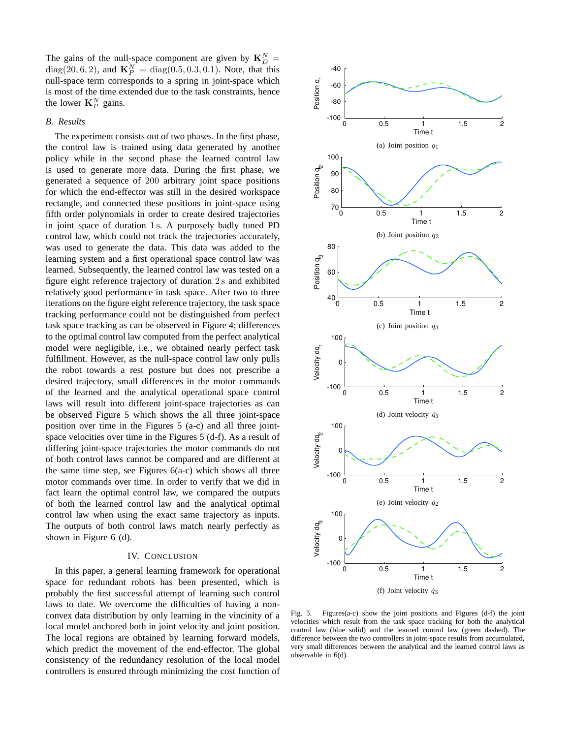The gains of the null-space component are given by $\mathbf{K}_D^N = \mathrm{diag}(20, 6, 2)$, and $\mathbf{K}_P^N = \mathrm{diag}(0.5, 0.3, 0.1)$. Note, that this null-space term corresponds to a spring in joint-space which is most of the time extended due to the task constraints, hence the lower $\mathbf{K}_P^N$ gains.

### B. Results

The experiment consists out of two phases. In the first phase, the control law is trained using data generated by another policy while in the second phase the learned control law is used to generate more data. During the first phase, we generated a sequence of 200 arbitrary joint space positions for which the end-effector was still in the desired workspace rectangle, and connected these positions in joint-space using fifth order polynomials in order to create desired trajectories in joint space of duration 1 s. A purposely badly tuned PD control law, which could not track the trajectories accurately, was used to generate the data. This data was added to the learning system and a first operational space control law was learned. Subsequently, the learned control law was tested on a figure eight reference trajectory of duration 2 s and exhibited relatively good performance in task space. After two to three iterations on the figure eight reference trajectory, the task space tracking performance could not be distinguished from perfect task space tracking as can be observed in Figure 4; differences to the optimal control law computed from the perfect analytical model were negligible, i.e., we obtained nearly perfect task fulfillment. However, as the null-space control law only pulls the robot towards a rest posture but does not prescribe a desired trajectory, small differences in the motor commands of the learned and the analytical operational space control laws will result into different joint-space trajectories as can be observed Figure 5 which shows the all three joint-space position over time in the Figures 5 (a-c) and all three joint-space velocities over time in the Figures 5 (d-f). As a result of differing joint-space trajectories the motor commands do not of both control laws cannot be compared and are different at the same time step, see Figures 6(a-c) which shows all three motor commands over time. In order to verify that we did in fact learn the optimal control law, we compared the outputs of both the learned control law and the analytical optimal control law when using the exact same trajectory as inputs. The outputs of both control laws match nearly perfectly as shown in Figure 6 (d).

## IV. Conclusion

In this paper, a general learning framework for operational space for redundant robots has been presented, which is probably the first successful attempt of learning such control laws to date. We overcome the difficulties of having a non-convex data distribution by only learning in the vicinity of a local model anchored both in joint velocity and joint position. The local regions are obtained by learning forward models, which predict the movement of the end-effector. The global consistency of the redundancy resolution of the local model controllers is ensured through minimizing the cost function of

(a) Joint position $q_1$

(b) Joint position $q_2$

(c) Joint position $q_3$

(d) Joint velocity $\dot{q}_1$

(e) Joint velocity $\dot{q}_2$

(f) Joint velocity $\dot{q}_3$

Fig. 5. Figures(a-c) show the joint positions and Figures (d-f) the joint velocities which result from the task space tracking for both the analytical control law (blue solid) and the learned control law (green dashed). The difference between the two controllers in joint-space results from accumulated, very small differences between the analytical and the learned control laws as observable in 6(d).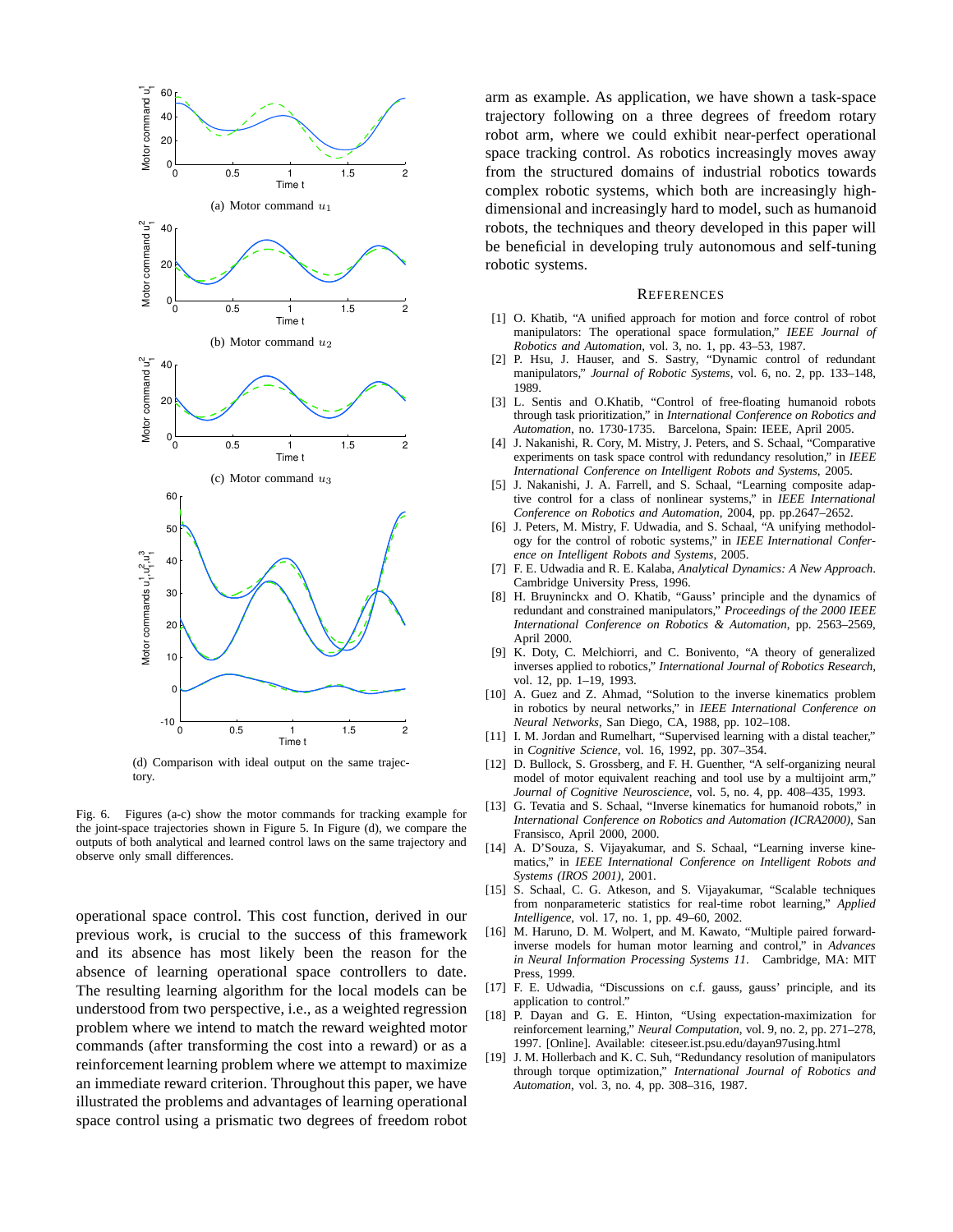Motor command $u_1^1$

60

40

20

0

0 0.5 1 1.5 2

Time t

(a) Motor command $u_1$

Motor command $u_1^2$

40

20

0

0 0.5 1 1.5 2

Time t

(b) Motor command $u_2$

Motor command $u_1^2$

40

20

0

0 0.5 1 1.5 2

Time t

(c) Motor command $u_3$

Motor commands $u_1^1,u_1^2,u_1^3$

60

50

40

30

20

10

0

-10

0 0.5 1 1.5 2

Time t

(d) Comparison with ideal output on the same trajectory.

Fig. 6. Figures (a-c) show the motor commands for tracking example for the joint-space trajectories shown in Figure 5. In Figure (d), we compare the outputs of both analytical and learned control laws on the same trajectory and observe only small differences.

operational space control. This cost function, derived in our previous work, is crucial to the success of this framework and its absence has most likely been the reason for the absence of learning operational space controllers to date. The resulting learning algorithm for the local models can be understood from two perspective, i.e., as a weighted regression problem where we intend to match the reward weighted motor commands (after transforming the cost into a reward) or as a reinforcement learning problem where we attempt to maximize an immediate reward criterion. Throughout this paper, we have illustrated the problems and advantages of learning operational space control using a prismatic two degrees of freedom robot arm as example. As application, we have shown a task-space trajectory following on a three degrees of freedom rotary robot arm, where we could exhibit near-perfect operational space tracking control. As robotics increasingly moves away from the structured domains of industrial robotics towards complex robotic systems, which both are increasingly high-dimensional and increasingly hard to model, such as humanoid robots, the techniques and theory developed in this paper will be beneficial in developing truly autonomous and self-tuning robotic systems.

## References

[1] O. Khatib, "A unified approach for motion and force control of robot manipulators: The operational space formulation," *IEEE Journal of Robotics and Automation*, vol. 3, no. 1, pp. 43–53, 1987.

[2] P. Hsu, J. Hauser, and S. Sastry, "Dynamic control of redundant manipulators," *Journal of Robotic Systems*, vol. 6, no. 2, pp. 133–148, 1989.

[3] L. Sentis and O.Khatib, "Control of free-floating humanoid robots through task prioritization," in *International Conference on Robotics and Automation*, no. 1730-1735. Barcelona, Spain: IEEE, April 2005.

[4] J. Nakanishi, R. Cory, M. Mistry, J. Peters, and S. Schaal, "Comparative experiments on task space control with redundancy resolution," in *IEEE International Conference on Intelligent Robots and Systems*, 2005.

[5] J. Nakanishi, J. A. Farrell, and S. Schaal, "Learning composite adaptive control for a class of nonlinear systems," in *IEEE International Conference on Robotics and Automation*, 2004, pp. pp.2647–2652.

[6] J. Peters, M. Mistry, F. Udwadia, and S. Schaal, "A unifying methodology for the control of robotic systems," in *IEEE International Conference on Intelligent Robots and Systems*, 2005.

[7] F. E. Udwadia and R. E. Kalaba, *Analytical Dynamics: A New Approach*. Cambridge University Press, 1996.

[8] H. Bruyninckx and O. Khatib, "Gauss' principle and the dynamics of redundant and constrained manipulators," *Proceedings of the 2000 IEEE International Conference on Robotics & Automation*, pp. 2563–2569, April 2000.

[9] K. Doty, C. Melchiorri, and C. Bonivento, "A theory of generalized inverses applied to robotics," *International Journal of Robotics Research*, vol. 12, pp. 1–19, 1993.

[10] A. Guez and Z. Ahmad, "Solution to the inverse kinematics problem in robotics by neural networks," in *IEEE International Conference on Neural Networks*, San Diego, CA, 1988, pp. 102–108.

[11] I. M. Jordan and Rumelhart, "Supervised learning with a distal teacher," in *Cognitive Science*, vol. 16, 1992, pp. 307–354.

[12] D. Bullock, S. Grossberg, and F. H. Guenther, "A self-organizing neural model of motor equivalent reaching and tool use by a multijoint arm," *Journal of Cognitive Neuroscience*, vol. 5, no. 4, pp. 408–435, 1993.

[13] G. Tevatia and S. Schaal, "Inverse kinematics for humanoid robots," in *International Conference on Robotics and Automation (ICRA2000)*, San Fransisco, April 2000, 2000.

[14] A. D'Souza, S. Vijayakumar, and S. Schaal, "Learning inverse kinematics," in *IEEE International Conference on Intelligent Robots and Systems (IROS 2001)*, 2001.

[15] S. Schaal, C. G. Atkeson, and S. Vijayakumar, "Scalable techniques from nonparameteric statistics for real-time robot learning," *Applied Intelligence*, vol. 17, no. 1, pp. 49–60, 2002.

[16] M. Haruno, D. M. Wolpert, and M. Kawato, "Multiple paired forward-inverse models for human motor learning and control," in *Advances in Neural Information Processing Systems 11*. Cambridge, MA: MIT Press, 1999.

[17] F. E. Udwadia, "Discussions on c.f. gauss, gauss' principle, and its application to control."

[18] P. Dayan and G. E. Hinton, "Using expectation-maximization for reinforcement learning," *Neural Computation*, vol. 9, no. 2, pp. 271–278, 1997. [Online]. Available: citeseer.ist.psu.edu/dayan97using.html

[19] J. M. Hollerbach and K. C. Suh, "Redundancy resolution of manipulators through torque optimization," *International Journal of Robotics and Automation*, vol. 3, no. 4, pp. 308–316, 1987.